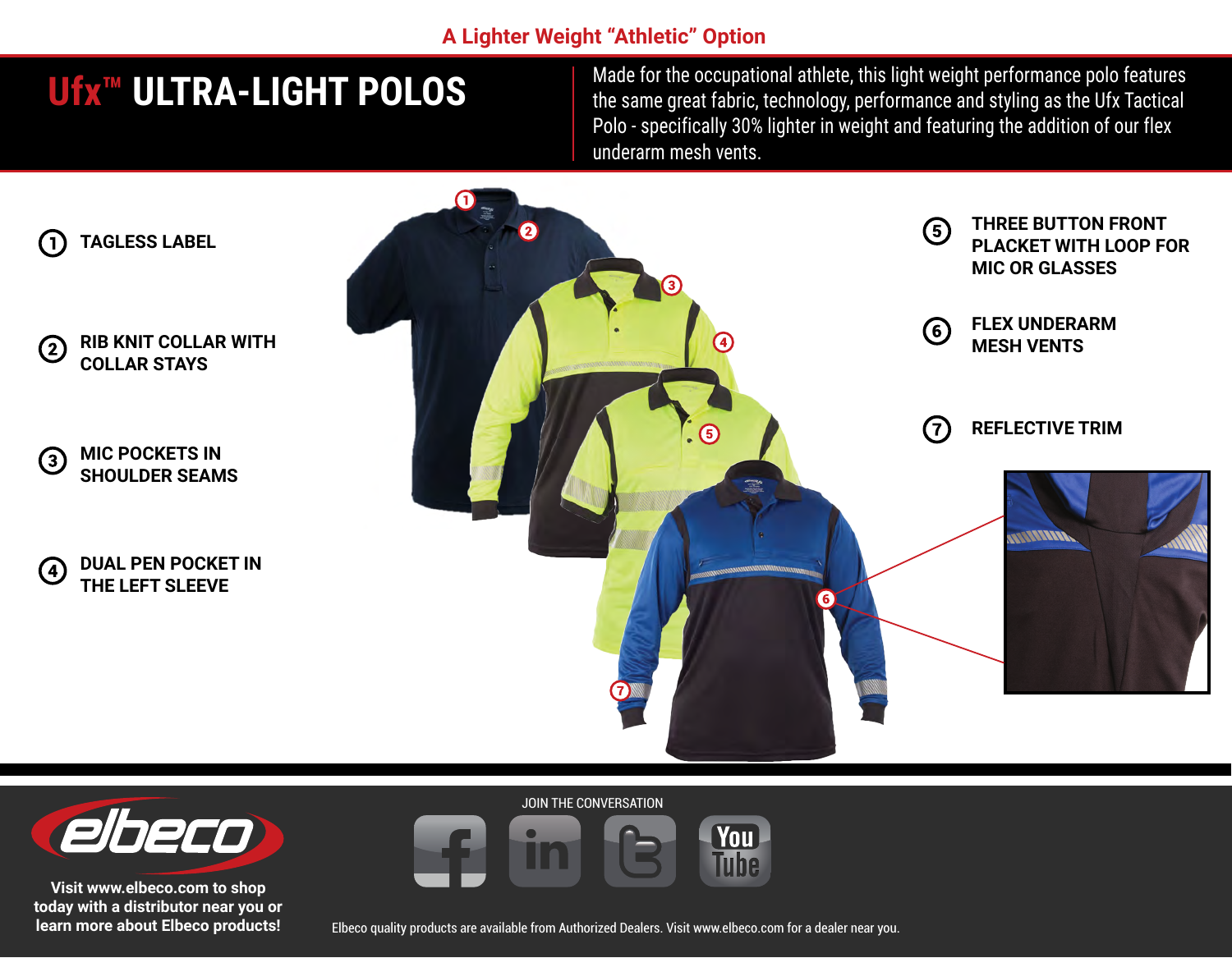A Lighter Weight “Athletic” Option

# Ufx™ ULTRA-LIGHT POLOS

Made for the occupational athlete, this light weight performance polo features the same great fabric, technology, performance and styling as the Ufx Tactical Polo - specifically 30% lighter in weight and featuring the addition of our flex underarm mesh vents.

1. **TAGLESS LABEL**
2. **RIB KNIT COLLAR WITH COLLAR STAYS**
3. **MIC POCKETS IN SHOULDER SEAMS**
4. **DUAL PEN POCKET IN THE LEFT SLEEVE**
5. **THREE BUTTON FRONT PLACKET WITH LOOP FOR MIC OR GLASSES**
6. **FLEX UNDERARM MESH VENTS**
7. **REFLECTIVE TRIM**

elbeco

**Visit www.elbeco.com to shop today with a distributor near you or learn more about Elbeco products!**

JOIN THE CONVERSATION

Elbeco quality products are available from Authorized Dealers. Visit www.elbeco.com for a dealer near you.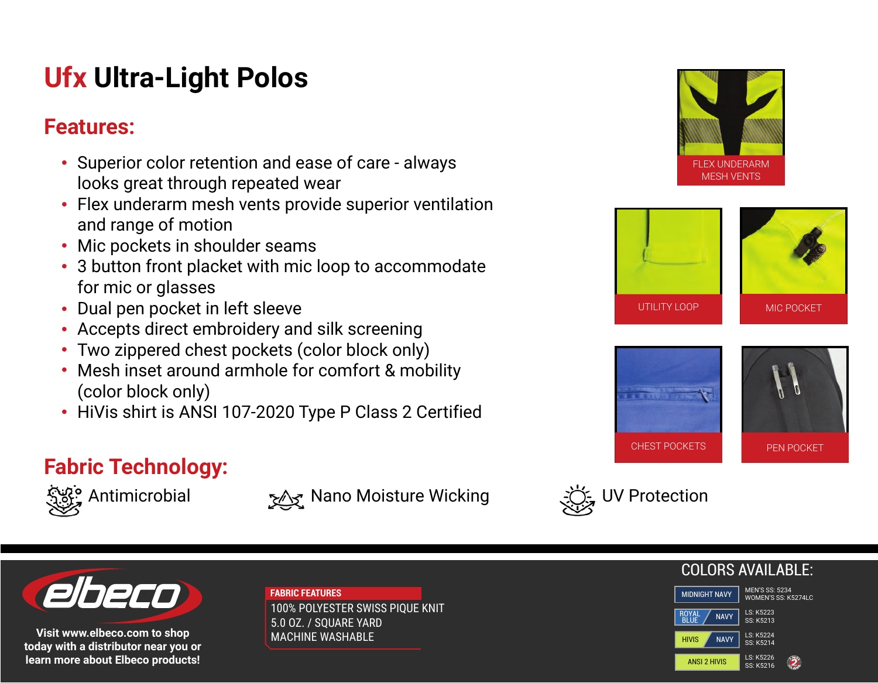# Ufx Ultra-Light Polos

## Features:

- Superior color retention and ease of care - always looks great through repeated wear
- Flex underarm mesh vents provide superior ventilation and range of motion
- Mic pockets in shoulder seams
- 3 button front placket with mic loop to accommodate for mic or glasses
- Dual pen pocket in left sleeve
- Accepts direct embroidery and silk screening
- Two zippered chest pockets (color block only)
- Mesh inset around armhole for comfort & mobility (color block only)
- HiVis shirt is ANSI 107-2020 Type P Class 2 Certified

FLEX UNDERARM MESH VENTS

UTILITY LOOP

MIC POCKET

CHEST POCKETS

PEN POCKET

## Fabric Technology:

Antimicrobial

Nano Moisture Wicking

UV Protection

elbeco

Visit www.elbeco.com to shop today with a distributor near you or learn more about Elbeco products!

**FABRIC FEATURES**

100% POLYESTER SWISS PIQUE KNIT
5.0 OZ. / SQUARE YARD
MACHINE WASHABLE

## COLORS AVAILABLE:

| | |
|---|---|
| MIDNIGHT NAVY | MEN'S SS: 5234<br>WOMEN'S SS: K5274LC |
| ROYAL BLUE / NAVY | LS: K5223<br>SS: K5213 |
| HIVIS / NAVY | LS: K5224<br>SS: K5214 |
| ANSI 2 HIVIS | LS: K5226<br>SS: K5216 |